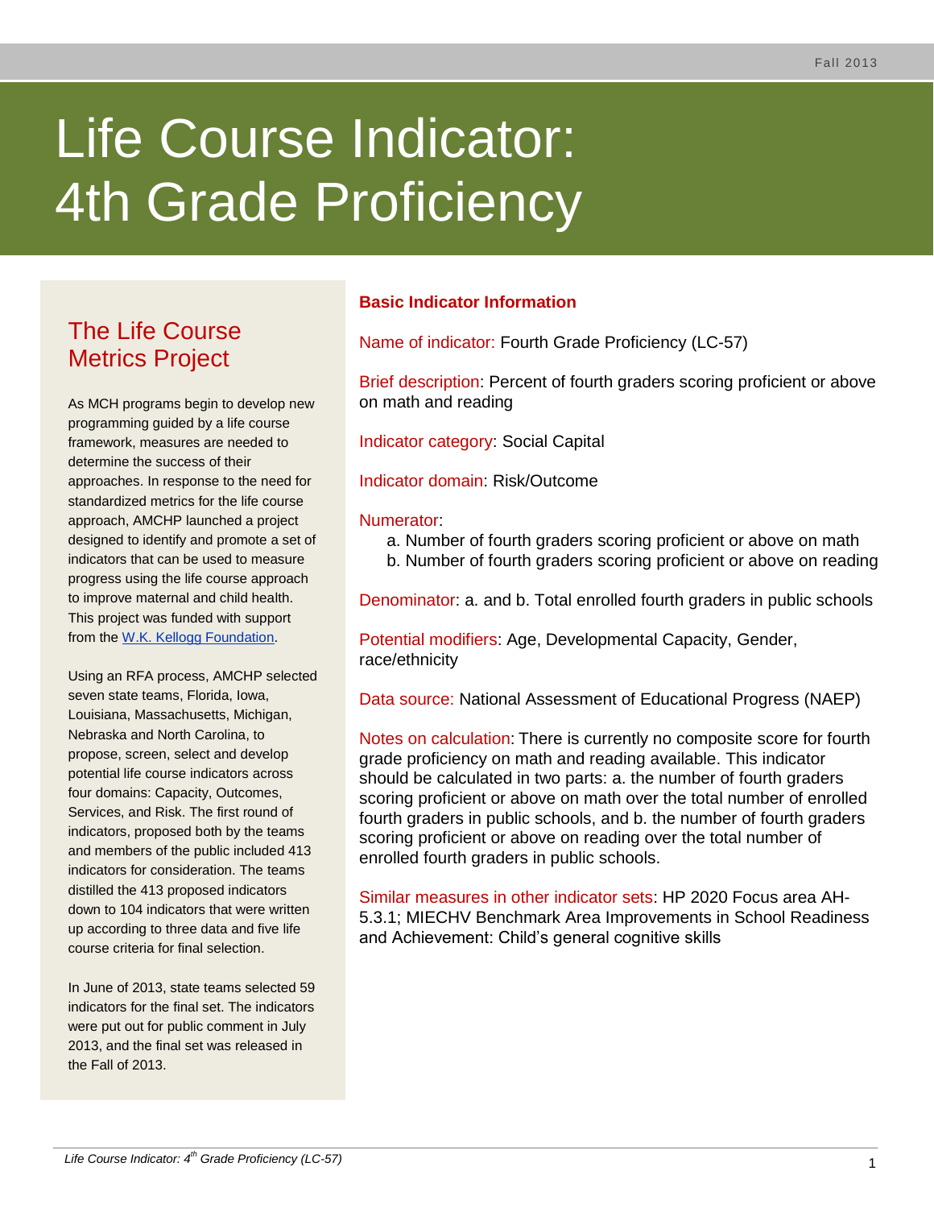# Life Course Indicator: 4th Grade Proficiency

## The Life Course Metrics Project

As MCH programs begin to develop new programming guided by a life course framework, measures are needed to determine the success of their approaches. In response to the need for standardized metrics for the life course approach, AMCHP launched a project designed to identify and promote a set of indicators that can be used to measure progress using the life course approach to improve maternal and child health. This project was funded with support from the [W.K. Kellogg Foundation](W.K. Kellogg Foundation).

Using an RFA process, AMCHP selected seven state teams, Florida, Iowa, Louisiana, Massachusetts, Michigan, Nebraska and North Carolina, to propose, screen, select and develop potential life course indicators across four domains: Capacity, Outcomes, Services, and Risk. The first round of indicators, proposed both by the teams and members of the public included 413 indicators for consideration. The teams distilled the 413 proposed indicators down to 104 indicators that were written up according to three data and five life course criteria for final selection.

In June of 2013, state teams selected 59 indicators for the final set. The indicators were put out for public comment in July 2013, and the final set was released in the Fall of 2013.

## Basic Indicator Information

Name of indicator: Fourth Grade Proficiency (LC-57)

Brief description: Percent of fourth graders scoring proficient or above on math and reading

Indicator category: Social Capital

Indicator domain: Risk/Outcome

Numerator:

a. Number of fourth graders scoring proficient or above on math
b. Number of fourth graders scoring proficient or above on reading

Denominator: a. and b. Total enrolled fourth graders in public schools

Potential modifiers: Age, Developmental Capacity, Gender, race/ethnicity

Data source: National Assessment of Educational Progress (NAEP)

Notes on calculation: There is currently no composite score for fourth grade proficiency on math and reading available. This indicator should be calculated in two parts: a. the number of fourth graders scoring proficient or above on math over the total number of enrolled fourth graders in public schools, and b. the number of fourth graders scoring proficient or above on reading over the total number of enrolled fourth graders in public schools.

Similar measures in other indicator sets: HP 2020 Focus area AH-5.3.1; MIECHV Benchmark Area Improvements in School Readiness and Achievement: Child's general cognitive skills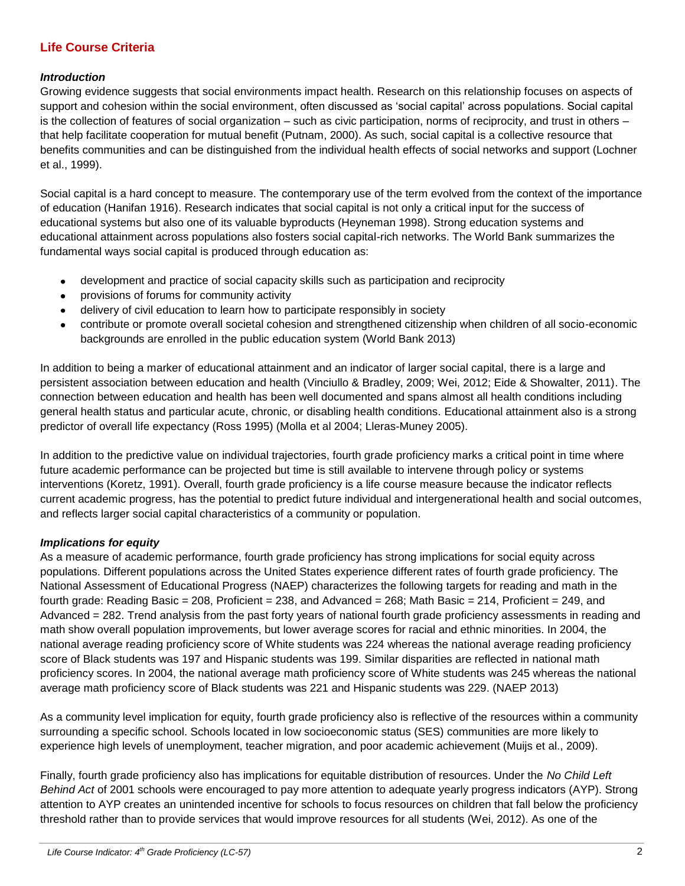## Life Course Criteria

### *Introduction*

Growing evidence suggests that social environments impact health. Research on this relationship focuses on aspects of support and cohesion within the social environment, often discussed as 'social capital' across populations. Social capital is the collection of features of social organization – such as civic participation, norms of reciprocity, and trust in others – that help facilitate cooperation for mutual benefit (Putnam, 2000). As such, social capital is a collective resource that benefits communities and can be distinguished from the individual health effects of social networks and support (Lochner et al., 1999).

Social capital is a hard concept to measure. The contemporary use of the term evolved from the context of the importance of education (Hanifan 1916). Research indicates that social capital is not only a critical input for the success of educational systems but also one of its valuable byproducts (Heyneman 1998). Strong education systems and educational attainment across populations also fosters social capital-rich networks. The World Bank summarizes the fundamental ways social capital is produced through education as:

- development and practice of social capacity skills such as participation and reciprocity
- provisions of forums for community activity
- delivery of civil education to learn how to participate responsibly in society
- contribute or promote overall societal cohesion and strengthened citizenship when children of all socio-economic backgrounds are enrolled in the public education system (World Bank 2013)

In addition to being a marker of educational attainment and an indicator of larger social capital, there is a large and persistent association between education and health (Vinciullo & Bradley, 2009; Wei, 2012; Eide & Showalter, 2011). The connection between education and health has been well documented and spans almost all health conditions including general health status and particular acute, chronic, or disabling health conditions. Educational attainment also is a strong predictor of overall life expectancy (Ross 1995) (Molla et al 2004; Lleras-Muney 2005).

In addition to the predictive value on individual trajectories, fourth grade proficiency marks a critical point in time where future academic performance can be projected but time is still available to intervene through policy or systems interventions (Koretz, 1991). Overall, fourth grade proficiency is a life course measure because the indicator reflects current academic progress, has the potential to predict future individual and intergenerational health and social outcomes, and reflects larger social capital characteristics of a community or population.

### *Implications for equity*

As a measure of academic performance, fourth grade proficiency has strong implications for social equity across populations. Different populations across the United States experience different rates of fourth grade proficiency. The National Assessment of Educational Progress (NAEP) characterizes the following targets for reading and math in the fourth grade: Reading Basic = 208, Proficient = 238, and Advanced = 268; Math Basic = 214, Proficient = 249, and Advanced = 282. Trend analysis from the past forty years of national fourth grade proficiency assessments in reading and math show overall population improvements, but lower average scores for racial and ethnic minorities. In 2004, the national average reading proficiency score of White students was 224 whereas the national average reading proficiency score of Black students was 197 and Hispanic students was 199. Similar disparities are reflected in national math proficiency scores. In 2004, the national average math proficiency score of White students was 245 whereas the national average math proficiency score of Black students was 221 and Hispanic students was 229. (NAEP 2013)

As a community level implication for equity, fourth grade proficiency also is reflective of the resources within a community surrounding a specific school. Schools located in low socioeconomic status (SES) communities are more likely to experience high levels of unemployment, teacher migration, and poor academic achievement (Muijs et al., 2009).

Finally, fourth grade proficiency also has implications for equitable distribution of resources. Under the *No Child Left Behind Act* of 2001 schools were encouraged to pay more attention to adequate yearly progress indicators (AYP). Strong attention to AYP creates an unintended incentive for schools to focus resources on children that fall below the proficiency threshold rather than to provide services that would improve resources for all students (Wei, 2012). As one of the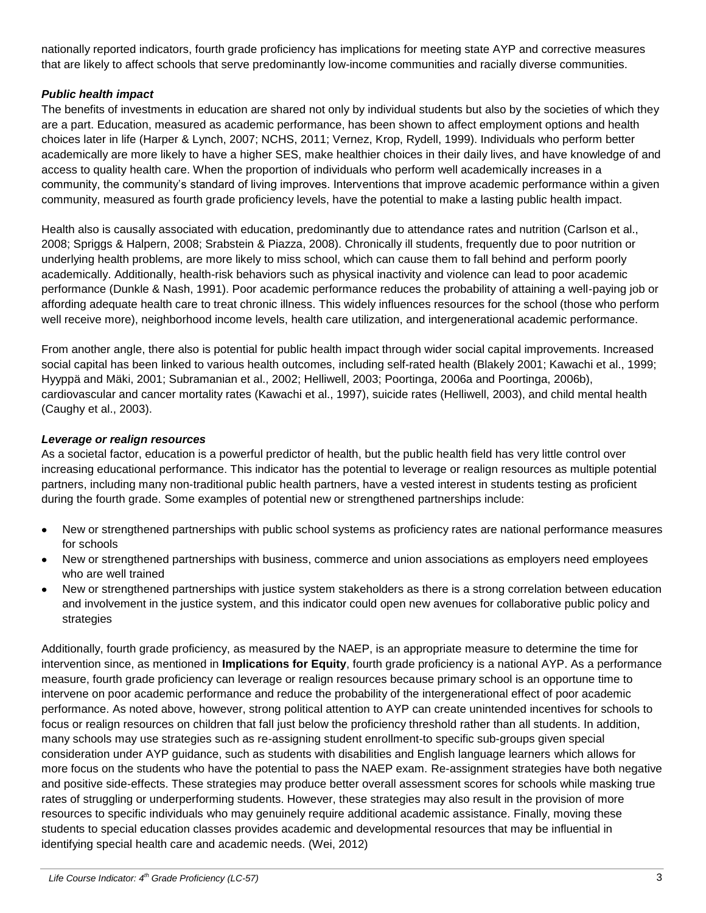nationally reported indicators, fourth grade proficiency has implications for meeting state AYP and corrective measures that are likely to affect schools that serve predominantly low-income communities and racially diverse communities.

***Public health impact***

The benefits of investments in education are shared not only by individual students but also by the societies of which they are a part. Education, measured as academic performance, has been shown to affect employment options and health choices later in life (Harper & Lynch, 2007; NCHS, 2011; Vernez, Krop, Rydell, 1999). Individuals who perform better academically are more likely to have a higher SES, make healthier choices in their daily lives, and have knowledge of and access to quality health care. When the proportion of individuals who perform well academically increases in a community, the community's standard of living improves. Interventions that improve academic performance within a given community, measured as fourth grade proficiency levels, have the potential to make a lasting public health impact.

Health also is causally associated with education, predominantly due to attendance rates and nutrition (Carlson et al., 2008; Spriggs & Halpern, 2008; Srabstein & Piazza, 2008). Chronically ill students, frequently due to poor nutrition or underlying health problems, are more likely to miss school, which can cause them to fall behind and perform poorly academically. Additionally, health-risk behaviors such as physical inactivity and violence can lead to poor academic performance (Dunkle & Nash, 1991). Poor academic performance reduces the probability of attaining a well-paying job or affording adequate health care to treat chronic illness. This widely influences resources for the school (those who perform well receive more), neighborhood income levels, health care utilization, and intergenerational academic performance.

From another angle, there also is potential for public health impact through wider social capital improvements. Increased social capital has been linked to various health outcomes, including self-rated health (Blakely 2001; Kawachi et al., 1999; Hyyppä and Mäki, 2001; Subramanian et al., 2002; Helliwell, 2003; Poortinga, 2006a and Poortinga, 2006b), cardiovascular and cancer mortality rates (Kawachi et al., 1997), suicide rates (Helliwell, 2003), and child mental health (Caughy et al., 2003).

***Leverage or realign resources***

As a societal factor, education is a powerful predictor of health, but the public health field has very little control over increasing educational performance. This indicator has the potential to leverage or realign resources as multiple potential partners, including many non-traditional public health partners, have a vested interest in students testing as proficient during the fourth grade. Some examples of potential new or strengthened partnerships include:

- New or strengthened partnerships with public school systems as proficiency rates are national performance measures for schools
- New or strengthened partnerships with business, commerce and union associations as employers need employees who are well trained
- New or strengthened partnerships with justice system stakeholders as there is a strong correlation between education and involvement in the justice system, and this indicator could open new avenues for collaborative public policy and strategies

Additionally, fourth grade proficiency, as measured by the NAEP, is an appropriate measure to determine the time for intervention since, as mentioned in **Implications for Equity**, fourth grade proficiency is a national AYP. As a performance measure, fourth grade proficiency can leverage or realign resources because primary school is an opportune time to intervene on poor academic performance and reduce the probability of the intergenerational effect of poor academic performance. As noted above, however, strong political attention to AYP can create unintended incentives for schools to focus or realign resources on children that fall just below the proficiency threshold rather than all students. In addition, many schools may use strategies such as re-assigning student enrollment-to specific sub-groups given special consideration under AYP guidance, such as students with disabilities and English language learners which allows for more focus on the students who have the potential to pass the NAEP exam. Re-assignment strategies have both negative and positive side-effects. These strategies may produce better overall assessment scores for schools while masking true rates of struggling or underperforming students. However, these strategies may also result in the provision of more resources to specific individuals who may genuinely require additional academic assistance. Finally, moving these students to special education classes provides academic and developmental resources that may be influential in identifying special health care and academic needs. (Wei, 2012)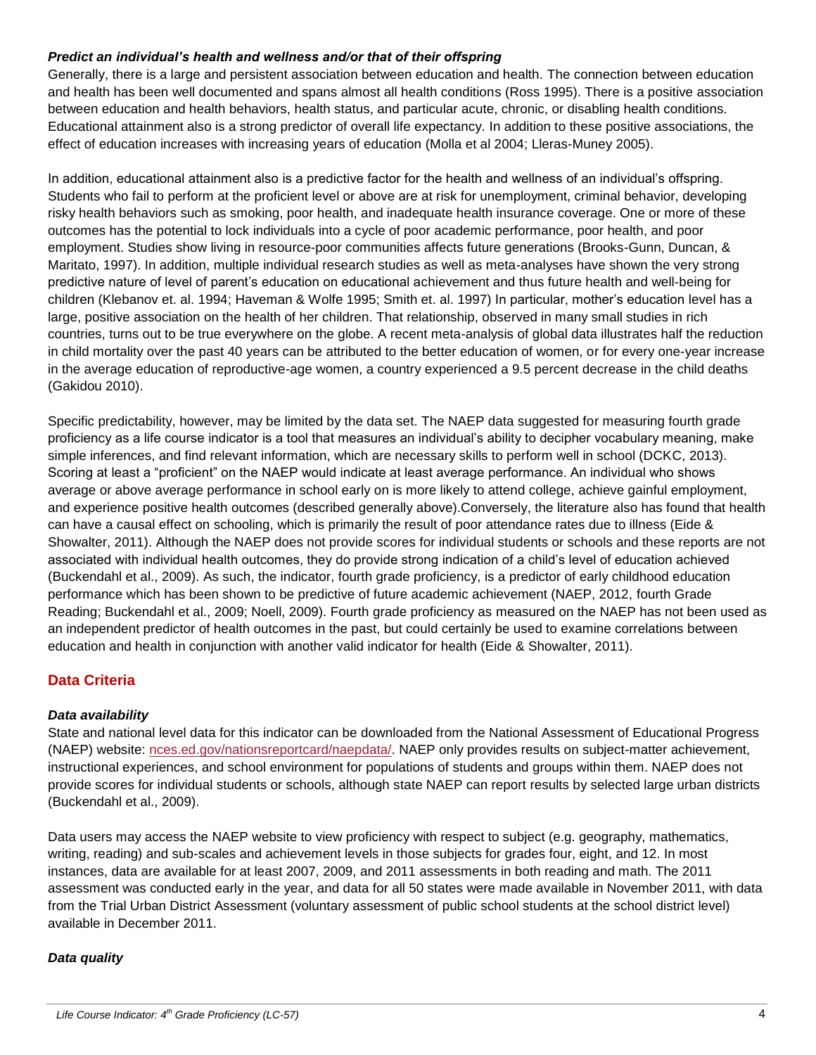### *Predict an individual's health and wellness and/or that of their offspring*

Generally, there is a large and persistent association between education and health. The connection between education and health has been well documented and spans almost all health conditions (Ross 1995). There is a positive association between education and health behaviors, health status, and particular acute, chronic, or disabling health conditions. Educational attainment also is a strong predictor of overall life expectancy. In addition to these positive associations, the effect of education increases with increasing years of education (Molla et al 2004; Lleras-Muney 2005).

In addition, educational attainment also is a predictive factor for the health and wellness of an individual's offspring. Students who fail to perform at the proficient level or above are at risk for unemployment, criminal behavior, developing risky health behaviors such as smoking, poor health, and inadequate health insurance coverage. One or more of these outcomes has the potential to lock individuals into a cycle of poor academic performance, poor health, and poor employment. Studies show living in resource-poor communities affects future generations (Brooks-Gunn, Duncan, & Maritato, 1997). In addition, multiple individual research studies as well as meta-analyses have shown the very strong predictive nature of level of parent's education on educational achievement and thus future health and well-being for children (Klebanov et. al. 1994; Haveman & Wolfe 1995; Smith et. al. 1997) In particular, mother's education level has a large, positive association on the health of her children. That relationship, observed in many small studies in rich countries, turns out to be true everywhere on the globe. A recent meta-analysis of global data illustrates half the reduction in child mortality over the past 40 years can be attributed to the better education of women, or for every one-year increase in the average education of reproductive-age women, a country experienced a 9.5 percent decrease in the child deaths (Gakidou 2010).

Specific predictability, however, may be limited by the data set. The NAEP data suggested for measuring fourth grade proficiency as a life course indicator is a tool that measures an individual's ability to decipher vocabulary meaning, make simple inferences, and find relevant information, which are necessary skills to perform well in school (DCKC, 2013). Scoring at least a "proficient" on the NAEP would indicate at least average performance. An individual who shows average or above average performance in school early on is more likely to attend college, achieve gainful employment, and experience positive health outcomes (described generally above).Conversely, the literature also has found that health can have a causal effect on schooling, which is primarily the result of poor attendance rates due to illness (Eide & Showalter, 2011). Although the NAEP does not provide scores for individual students or schools and these reports are not associated with individual health outcomes, they do provide strong indication of a child's level of education achieved (Buckendahl et al., 2009). As such, the indicator, fourth grade proficiency, is a predictor of early childhood education performance which has been shown to be predictive of future academic achievement (NAEP, 2012, fourth Grade Reading; Buckendahl et al., 2009; Noell, 2009). Fourth grade proficiency as measured on the NAEP has not been used as an independent predictor of health outcomes in the past, but could certainly be used to examine correlations between education and health in conjunction with another valid indicator for health (Eide & Showalter, 2011).

## Data Criteria

### *Data availability*

State and national level data for this indicator can be downloaded from the National Assessment of Educational Progress (NAEP) website: [nces.ed.gov/nationsreportcard/naepdata/](nces.ed.gov/nationsreportcard/naepdata/). NAEP only provides results on subject-matter achievement, instructional experiences, and school environment for populations of students and groups within them. NAEP does not provide scores for individual students or schools, although state NAEP can report results by selected large urban districts (Buckendahl et al., 2009).

Data users may access the NAEP website to view proficiency with respect to subject (e.g. geography, mathematics, writing, reading) and sub-scales and achievement levels in those subjects for grades four, eight, and 12. In most instances, data are available for at least 2007, 2009, and 2011 assessments in both reading and math. The 2011 assessment was conducted early in the year, and data for all 50 states were made available in November 2011, with data from the Trial Urban District Assessment (voluntary assessment of public school students at the school district level) available in December 2011.

### *Data quality*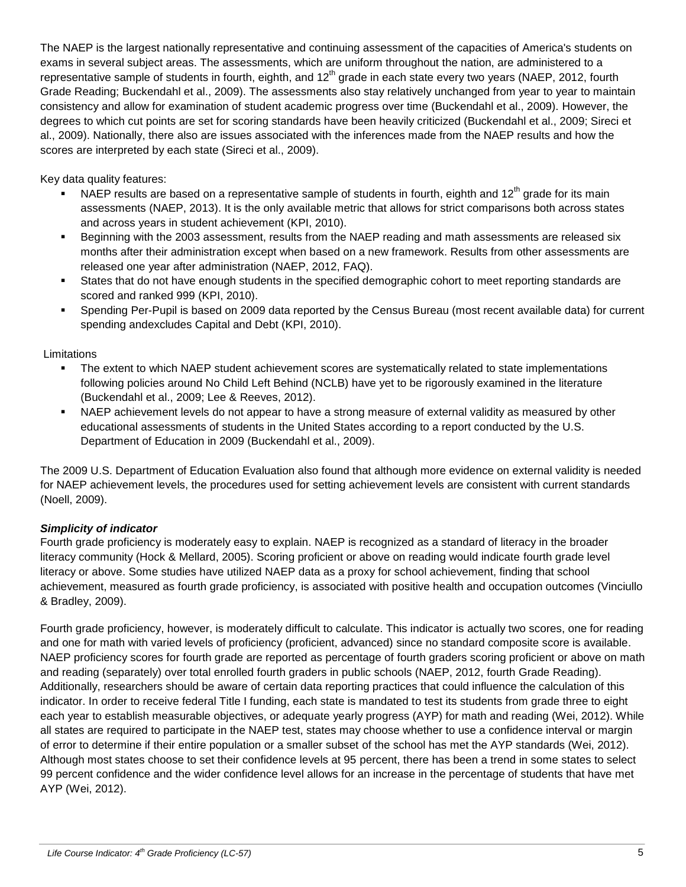The NAEP is the largest nationally representative and continuing assessment of the capacities of America's students on exams in several subject areas. The assessments, which are uniform throughout the nation, are administered to a representative sample of students in fourth, eighth, and 12$^{th}$ grade in each state every two years (NAEP, 2012, fourth Grade Reading; Buckendahl et al., 2009). The assessments also stay relatively unchanged from year to year to maintain consistency and allow for examination of student academic progress over time (Buckendahl et al., 2009). However, the degrees to which cut points are set for scoring standards have been heavily criticized (Buckendahl et al., 2009; Sireci et al., 2009). Nationally, there also are issues associated with the inferences made from the NAEP results and how the scores are interpreted by each state (Sireci et al., 2009).

Key data quality features:

- NAEP results are based on a representative sample of students in fourth, eighth and 12$^{th}$ grade for its main assessments (NAEP, 2013). It is the only available metric that allows for strict comparisons both across states and across years in student achievement (KPI, 2010).
- Beginning with the 2003 assessment, results from the NAEP reading and math assessments are released six months after their administration except when based on a new framework. Results from other assessments are released one year after administration (NAEP, 2012, FAQ).
- States that do not have enough students in the specified demographic cohort to meet reporting standards are scored and ranked 999 (KPI, 2010).
- Spending Per-Pupil is based on 2009 data reported by the Census Bureau (most recent available data) for current spending andexcludes Capital and Debt (KPI, 2010).

Limitations

- The extent to which NAEP student achievement scores are systematically related to state implementations following policies around No Child Left Behind (NCLB) have yet to be rigorously examined in the literature (Buckendahl et al., 2009; Lee & Reeves, 2012).
- NAEP achievement levels do not appear to have a strong measure of external validity as measured by other educational assessments of students in the United States according to a report conducted by the U.S. Department of Education in 2009 (Buckendahl et al., 2009).

The 2009 U.S. Department of Education Evaluation also found that although more evidence on external validity is needed for NAEP achievement levels, the procedures used for setting achievement levels are consistent with current standards (Noell, 2009).

***Simplicity of indicator***

Fourth grade proficiency is moderately easy to explain. NAEP is recognized as a standard of literacy in the broader literacy community (Hock & Mellard, 2005). Scoring proficient or above on reading would indicate fourth grade level literacy or above. Some studies have utilized NAEP data as a proxy for school achievement, finding that school achievement, measured as fourth grade proficiency, is associated with positive health and occupation outcomes (Vinciullo & Bradley, 2009).

Fourth grade proficiency, however, is moderately difficult to calculate. This indicator is actually two scores, one for reading and one for math with varied levels of proficiency (proficient, advanced) since no standard composite score is available. NAEP proficiency scores for fourth grade are reported as percentage of fourth graders scoring proficient or above on math and reading (separately) over total enrolled fourth graders in public schools (NAEP, 2012, fourth Grade Reading). Additionally, researchers should be aware of certain data reporting practices that could influence the calculation of this indicator. In order to receive federal Title I funding, each state is mandated to test its students from grade three to eight each year to establish measurable objectives, or adequate yearly progress (AYP) for math and reading (Wei, 2012). While all states are required to participate in the NAEP test, states may choose whether to use a confidence interval or margin of error to determine if their entire population or a smaller subset of the school has met the AYP standards (Wei, 2012). Although most states choose to set their confidence levels at 95 percent, there has been a trend in some states to select 99 percent confidence and the wider confidence level allows for an increase in the percentage of students that have met AYP (Wei, 2012).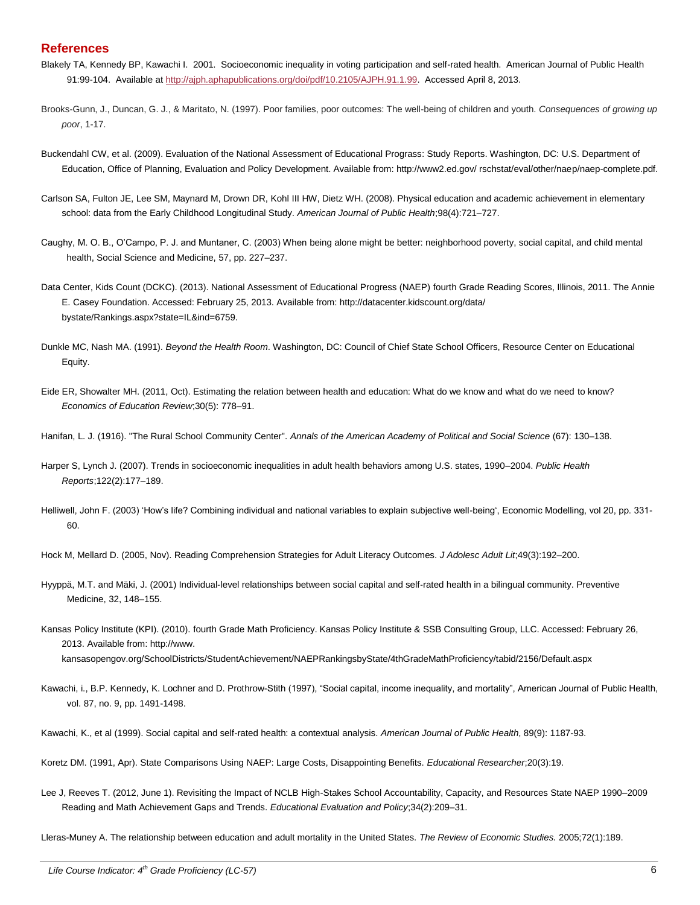## References

Blakely TA, Kennedy BP, Kawachi I. 2001. Socioeconomic inequality in voting participation and self-rated health. American Journal of Public Health 91:99-104. Available at http://ajph.aphapublications.org/doi/pdf/10.2105/AJPH.91.1.99. Accessed April 8, 2013.

Brooks-Gunn, J., Duncan, G. J., & Maritato, N. (1997). Poor families, poor outcomes: The well-being of children and youth. *Consequences of growing up poor*, 1-17.

Buckendahl CW, et al. (2009). Evaluation of the National Assessment of Educational Prograss: Study Reports. Washington, DC: U.S. Department of Education, Office of Planning, Evaluation and Policy Development. Available from: http://www2.ed.gov/ rschstat/eval/other/naep/naep-complete.pdf.

Carlson SA, Fulton JE, Lee SM, Maynard M, Drown DR, Kohl III HW, Dietz WH. (2008). Physical education and academic achievement in elementary school: data from the Early Childhood Longitudinal Study. *American Journal of Public Health*;98(4):721–727.

Caughy, M. O. B., O'Campo, P. J. and Muntaner, C. (2003) When being alone might be better: neighborhood poverty, social capital, and child mental health, Social Science and Medicine, 57, pp. 227–237.

Data Center, Kids Count (DCKC). (2013). National Assessment of Educational Progress (NAEP) fourth Grade Reading Scores, Illinois, 2011. The Annie E. Casey Foundation. Accessed: February 25, 2013. Available from: http://datacenter.kidscount.org/data/ bystate/Rankings.aspx?state=IL&ind=6759.

Dunkle MC, Nash MA. (1991). *Beyond the Health Room*. Washington, DC: Council of Chief State School Officers, Resource Center on Educational Equity.

Eide ER, Showalter MH. (2011, Oct). Estimating the relation between health and education: What do we know and what do we need to know? *Economics of Education Review*;30(5): 778–91.

Hanifan, L. J. (1916). "The Rural School Community Center". *Annals of the American Academy of Political and Social Science* (67): 130–138.

Harper S, Lynch J. (2007). Trends in socioeconomic inequalities in adult health behaviors among U.S. states, 1990–2004. *Public Health Reports*;122(2):177–189.

Helliwell, John F. (2003) 'How's life? Combining individual and national variables to explain subjective well-being', Economic Modelling, vol 20, pp. 331-60.

Hock M, Mellard D. (2005, Nov). Reading Comprehension Strategies for Adult Literacy Outcomes. *J Adolesc Adult Lit*;49(3):192–200.

Hyyppä, M.T. and Mäki, J. (2001) Individual-level relationships between social capital and self-rated health in a bilingual community. Preventive Medicine, 32, 148–155.

Kansas Policy Institute (KPI). (2010). fourth Grade Math Proficiency. Kansas Policy Institute & SSB Consulting Group, LLC. Accessed: February 26, 2013. Available from: http://www. kansasopengov.org/SchoolDistricts/StudentAchievement/NAEPRankingsbyState/4thGradeMathProficiency/tabid/2156/Default.aspx

Kawachi, i., B.P. Kennedy, K. Lochner and D. Prothrow-Stith (1997), "Social capital, income inequality, and mortality", American Journal of Public Health, vol. 87, no. 9, pp. 1491-1498.

Kawachi, K., et al (1999). Social capital and self-rated health: a contextual analysis. *American Journal of Public Health*, 89(9): 1187-93.

Koretz DM. (1991, Apr). State Comparisons Using NAEP: Large Costs, Disappointing Benefits. *Educational Researcher*;20(3):19.

Lee J, Reeves T. (2012, June 1). Revisiting the Impact of NCLB High-Stakes School Accountability, Capacity, and Resources State NAEP 1990–2009 Reading and Math Achievement Gaps and Trends. *Educational Evaluation and Policy*;34(2):209–31.

Lleras-Muney A. The relationship between education and adult mortality in the United States. *The Review of Economic Studies.* 2005;72(1):189.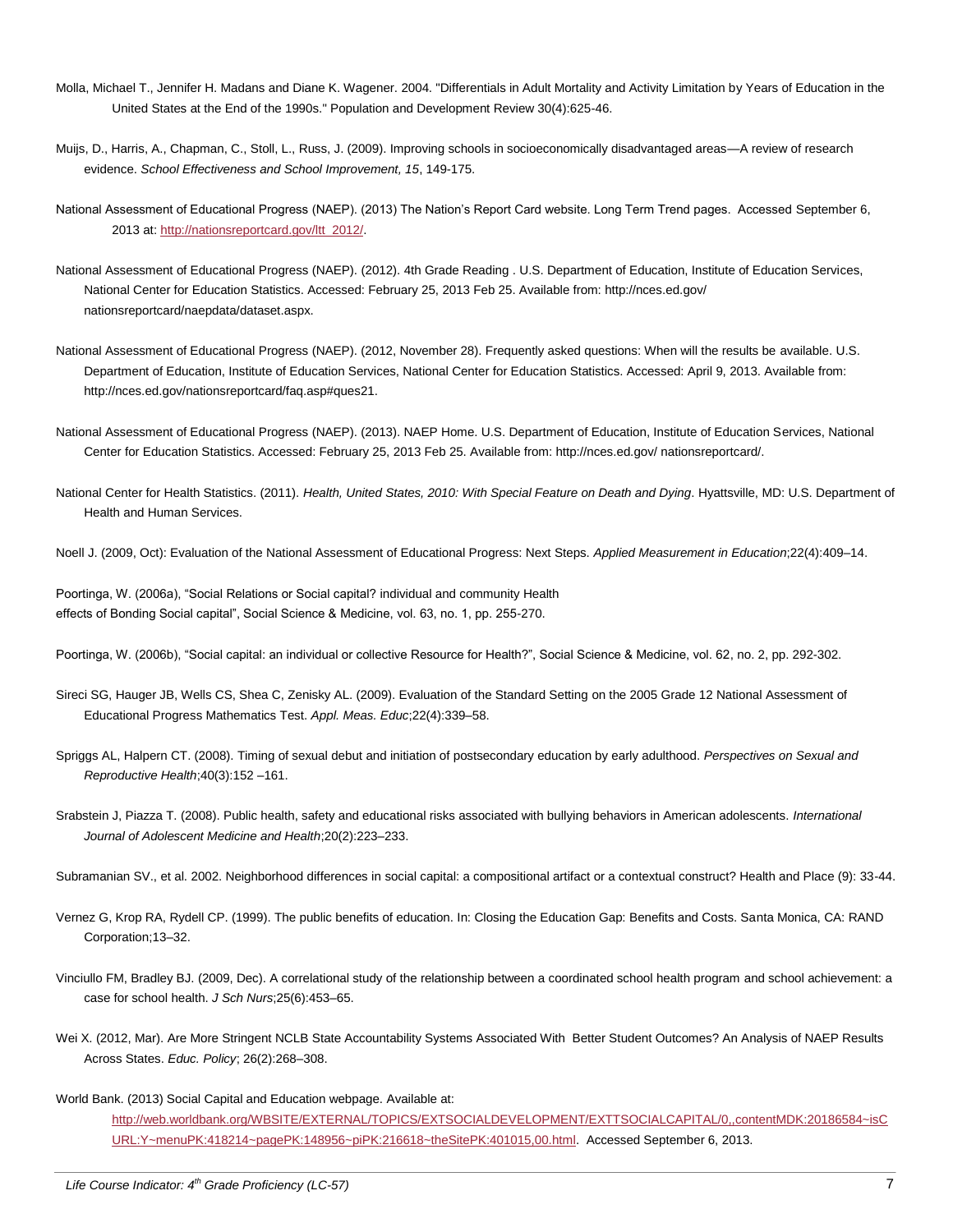Molla, Michael T., Jennifer H. Madans and Diane K. Wagener. 2004. "Differentials in Adult Mortality and Activity Limitation by Years of Education in the United States at the End of the 1990s." Population and Development Review 30(4):625-46.

Muijs, D., Harris, A., Chapman, C., Stoll, L., Russ, J. (2009). Improving schools in socioeconomically disadvantaged areas—A review of research evidence. *School Effectiveness and School Improvement, 15*, 149-175.

National Assessment of Educational Progress (NAEP). (2013) The Nation's Report Card website. Long Term Trend pages. Accessed September 6, 2013 at: [http://nationsreportcard.gov/ltt_2012/](http://nationsreportcard.gov/ltt_2012/).

National Assessment of Educational Progress (NAEP). (2012). 4th Grade Reading . U.S. Department of Education, Institute of Education Services, National Center for Education Statistics. Accessed: February 25, 2013 Feb 25. Available from: http://nces.ed.gov/ nationsreportcard/naepdata/dataset.aspx.

National Assessment of Educational Progress (NAEP). (2012, November 28). Frequently asked questions: When will the results be available. U.S. Department of Education, Institute of Education Services, National Center for Education Statistics. Accessed: April 9, 2013. Available from: http://nces.ed.gov/nationsreportcard/faq.asp#ques21.

National Assessment of Educational Progress (NAEP). (2013). NAEP Home. U.S. Department of Education, Institute of Education Services, National Center for Education Statistics. Accessed: February 25, 2013 Feb 25. Available from: http://nces.ed.gov/ nationsreportcard/.

National Center for Health Statistics. (2011). *Health, United States, 2010: With Special Feature on Death and Dying*. Hyattsville, MD: U.S. Department of Health and Human Services.

Noell J. (2009, Oct): Evaluation of the National Assessment of Educational Progress: Next Steps. *Applied Measurement in Education*;22(4):409–14.

Poortinga, W. (2006a), "Social Relations or Social capital? individual and community Health effects of Bonding Social capital", Social Science & Medicine, vol. 63, no. 1, pp. 255-270.

Poortinga, W. (2006b), "Social capital: an individual or collective Resource for Health?", Social Science & Medicine, vol. 62, no. 2, pp. 292-302.

Sireci SG, Hauger JB, Wells CS, Shea C, Zenisky AL. (2009). Evaluation of the Standard Setting on the 2005 Grade 12 National Assessment of Educational Progress Mathematics Test. *Appl. Meas. Educ*;22(4):339–58.

Spriggs AL, Halpern CT. (2008). Timing of sexual debut and initiation of postsecondary education by early adulthood. *Perspectives on Sexual and Reproductive Health*;40(3):152 –161.

Srabstein J, Piazza T. (2008). Public health, safety and educational risks associated with bullying behaviors in American adolescents. *International Journal of Adolescent Medicine and Health*;20(2):223–233.

Subramanian SV., et al. 2002. Neighborhood differences in social capital: a compositional artifact or a contextual construct? Health and Place (9): 33-44.

Vernez G, Krop RA, Rydell CP. (1999). The public benefits of education. In: Closing the Education Gap: Benefits and Costs. Santa Monica, CA: RAND Corporation;13–32.

Vinciullo FM, Bradley BJ. (2009, Dec). A correlational study of the relationship between a coordinated school health program and school achievement: a case for school health. *J Sch Nurs*;25(6):453–65.

Wei X. (2012, Mar). Are More Stringent NCLB State Accountability Systems Associated With Better Student Outcomes? An Analysis of NAEP Results Across States. *Educ. Policy*; 26(2):268–308.

World Bank. (2013) Social Capital and Education webpage. Available at: [http://web.worldbank.org/WBSITE/EXTERNAL/TOPICS/EXTSOCIALDEVELOPMENT/EXTTSOCIALCAPITAL/0,,contentMDK:20186584~isCURL:Y~menuPK:418214~pagePK:148956~piPK:216618~theSitePK:401015,00.html](http://web.worldbank.org/WBSITE/EXTERNAL/TOPICS/EXTSOCIALDEVELOPMENT/EXTTSOCIALCAPITAL/0,,contentMDK:20186584~isCURL:Y~menuPK:418214~pagePK:148956~piPK:216618~theSitePK:401015,00.html). Accessed September 6, 2013.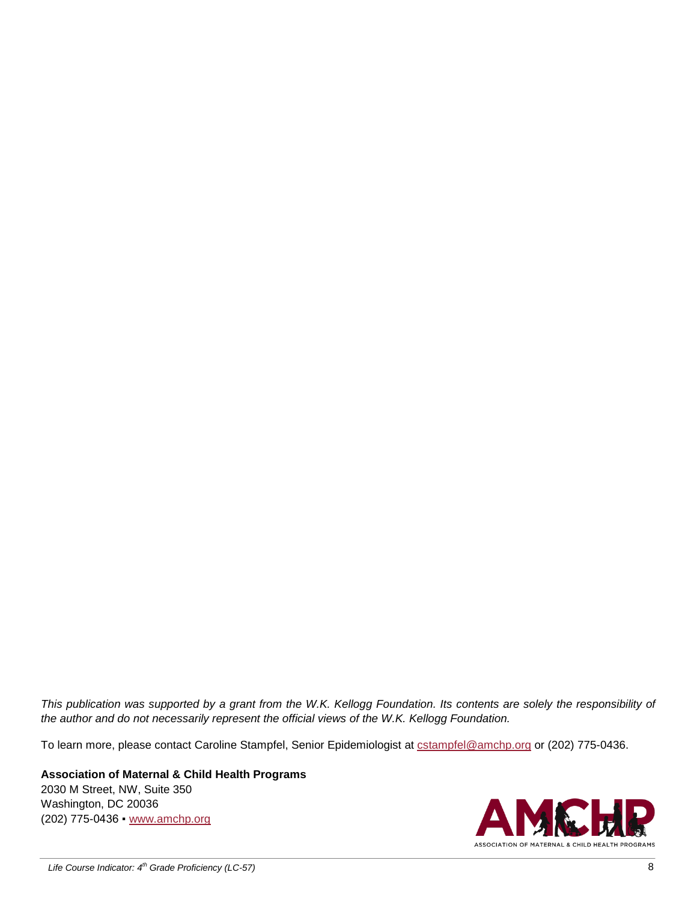*This publication was supported by a grant from the W.K. Kellogg Foundation. Its contents are solely the responsibility of the author and do not necessarily represent the official views of the W.K. Kellogg Foundation.*

To learn more, please contact Caroline Stampfel, Senior Epidemiologist at cstampfel@amchp.org or (202) 775-0436.

**Association of Maternal & Child Health Programs**
2030 M Street, NW, Suite 350
Washington, DC 20036
(202) 775-0436 ▪ www.amchp.org

AMCHP
ASSOCIATION OF MATERNAL & CHILD HEALTH PROGRAMS